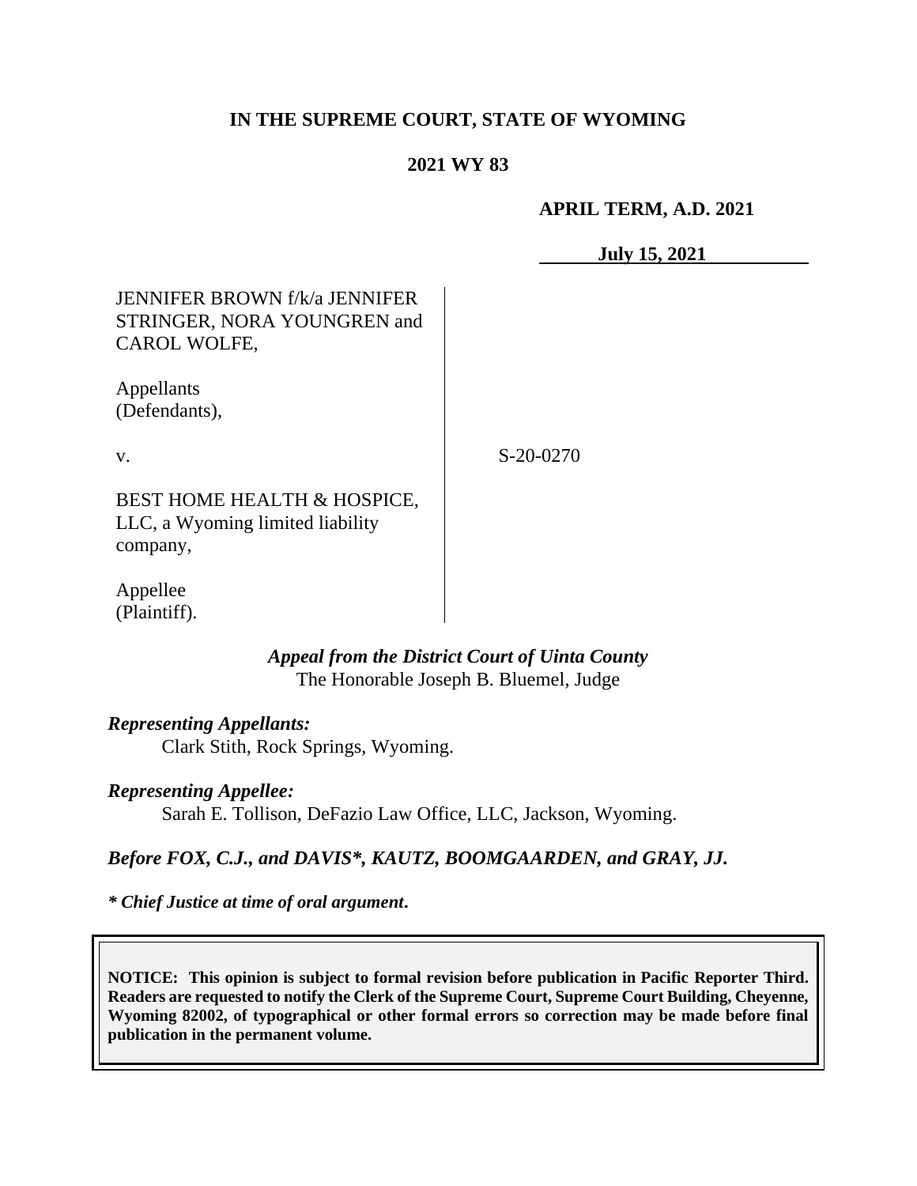**IN THE SUPREME COURT, STATE OF WYOMING**

**2021 WY 83**

**APRIL TERM, A.D. 2021**

**July 15, 2021**

| | |
|---|---|
| JENNIFER BROWN f/k/a JENNIFER STRINGER, NORA YOUNGREN and CAROL WOLFE,<br><br>Appellants (Defendants),<br><br>v.<br><br>BEST HOME HEALTH & HOSPICE, LLC, a Wyoming limited liability company,<br><br>Appellee (Plaintiff). | S-20-0270 |

***Appeal from the District Court of Uinta County***
The Honorable Joseph B. Bluemel, Judge

***Representing Appellants:***
Clark Stith, Rock Springs, Wyoming.

***Representing Appellee:***
Sarah E. Tollison, DeFazio Law Office, LLC, Jackson, Wyoming.

***Before FOX, C.J., and DAVIS\*, KAUTZ, BOOMGAARDEN, and GRAY, JJ.***

***\* Chief Justice at time of oral argument.***

**NOTICE: This opinion is subject to formal revision before publication in Pacific Reporter Third. Readers are requested to notify the Clerk of the Supreme Court, Supreme Court Building, Cheyenne, Wyoming 82002, of typographical or other formal errors so correction may be made before final publication in the permanent volume.**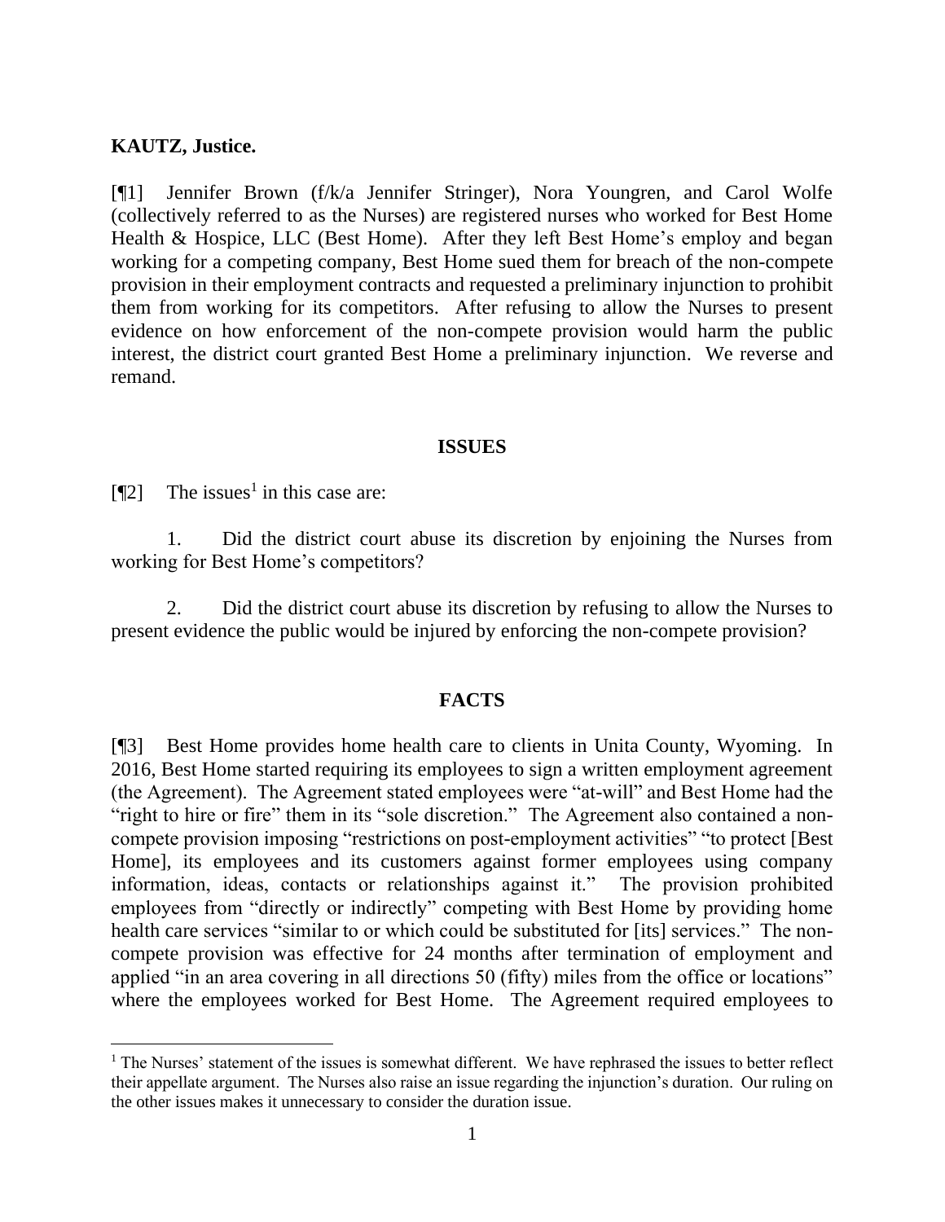**KAUTZ, Justice.**

[¶1] Jennifer Brown (f/k/a Jennifer Stringer), Nora Youngren, and Carol Wolfe (collectively referred to as the Nurses) are registered nurses who worked for Best Home Health & Hospice, LLC (Best Home). After they left Best Home's employ and began working for a competing company, Best Home sued them for breach of the non-compete provision in their employment contracts and requested a preliminary injunction to prohibit them from working for its competitors. After refusing to allow the Nurses to present evidence on how enforcement of the non-compete provision would harm the public interest, the district court granted Best Home a preliminary injunction. We reverse and remand.

## ISSUES

[¶2] The issues[1] in this case are:

1. Did the district court abuse its discretion by enjoining the Nurses from working for Best Home's competitors?

2. Did the district court abuse its discretion by refusing to allow the Nurses to present evidence the public would be injured by enforcing the non-compete provision?

## FACTS

[¶3] Best Home provides home health care to clients in Unita County, Wyoming. In 2016, Best Home started requiring its employees to sign a written employment agreement (the Agreement). The Agreement stated employees were "at-will" and Best Home had the "right to hire or fire" them in its "sole discretion." The Agreement also contained a non-compete provision imposing "restrictions on post-employment activities" "to protect [Best Home], its employees and its customers against former employees using company information, ideas, contacts or relationships against it." The provision prohibited employees from "directly or indirectly" competing with Best Home by providing home health care services "similar to or which could be substituted for [its] services." The non-compete provision was effective for 24 months after termination of employment and applied "in an area covering in all directions 50 (fifty) miles from the office or locations" where the employees worked for Best Home. The Agreement required employees to

---

[1] The Nurses' statement of the issues is somewhat different. We have rephrased the issues to better reflect their appellate argument. The Nurses also raise an issue regarding the injunction's duration. Our ruling on the other issues makes it unnecessary to consider the duration issue.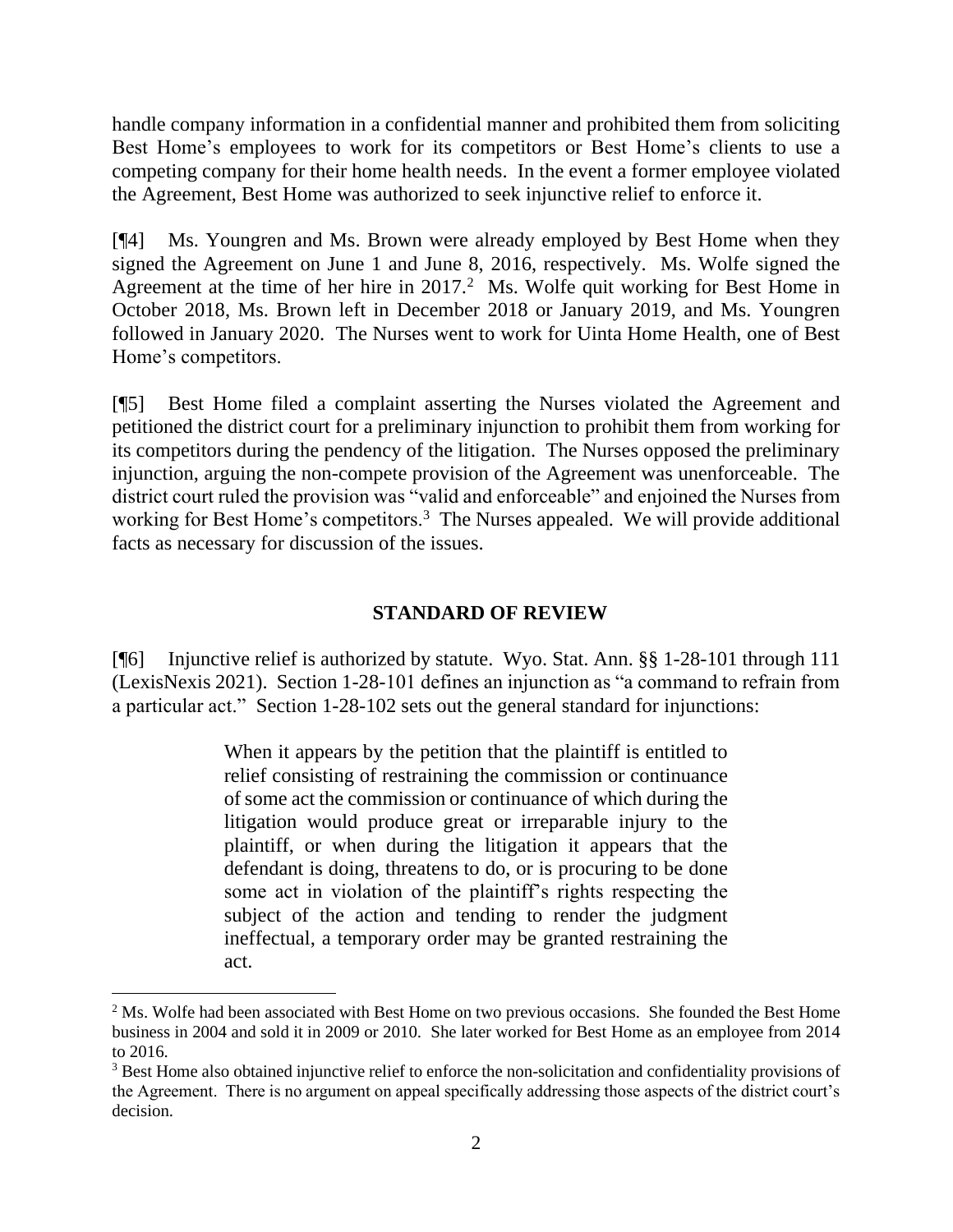handle company information in a confidential manner and prohibited them from soliciting Best Home's employees to work for its competitors or Best Home's clients to use a competing company for their home health needs. In the event a former employee violated the Agreement, Best Home was authorized to seek injunctive relief to enforce it.

[¶4] Ms. Youngren and Ms. Brown were already employed by Best Home when they signed the Agreement on June 1 and June 8, 2016, respectively. Ms. Wolfe signed the Agreement at the time of her hire in 2017.[2] Ms. Wolfe quit working for Best Home in October 2018, Ms. Brown left in December 2018 or January 2019, and Ms. Youngren followed in January 2020. The Nurses went to work for Uinta Home Health, one of Best Home's competitors.

[¶5] Best Home filed a complaint asserting the Nurses violated the Agreement and petitioned the district court for a preliminary injunction to prohibit them from working for its competitors during the pendency of the litigation. The Nurses opposed the preliminary injunction, arguing the non-compete provision of the Agreement was unenforceable. The district court ruled the provision was "valid and enforceable" and enjoined the Nurses from working for Best Home's competitors.[3] The Nurses appealed. We will provide additional facts as necessary for discussion of the issues.

## STANDARD OF REVIEW

[¶6] Injunctive relief is authorized by statute. Wyo. Stat. Ann. §§ 1-28-101 through 111 (LexisNexis 2021). Section 1-28-101 defines an injunction as "a command to refrain from a particular act." Section 1-28-102 sets out the general standard for injunctions:

> When it appears by the petition that the plaintiff is entitled to relief consisting of restraining the commission or continuance of some act the commission or continuance of which during the litigation would produce great or irreparable injury to the plaintiff, or when during the litigation it appears that the defendant is doing, threatens to do, or is procuring to be done some act in violation of the plaintiff's rights respecting the subject of the action and tending to render the judgment ineffectual, a temporary order may be granted restraining the act.

---

[2] Ms. Wolfe had been associated with Best Home on two previous occasions. She founded the Best Home business in 2004 and sold it in 2009 or 2010. She later worked for Best Home as an employee from 2014 to 2016.

[3] Best Home also obtained injunctive relief to enforce the non-solicitation and confidentiality provisions of the Agreement. There is no argument on appeal specifically addressing those aspects of the district court's decision.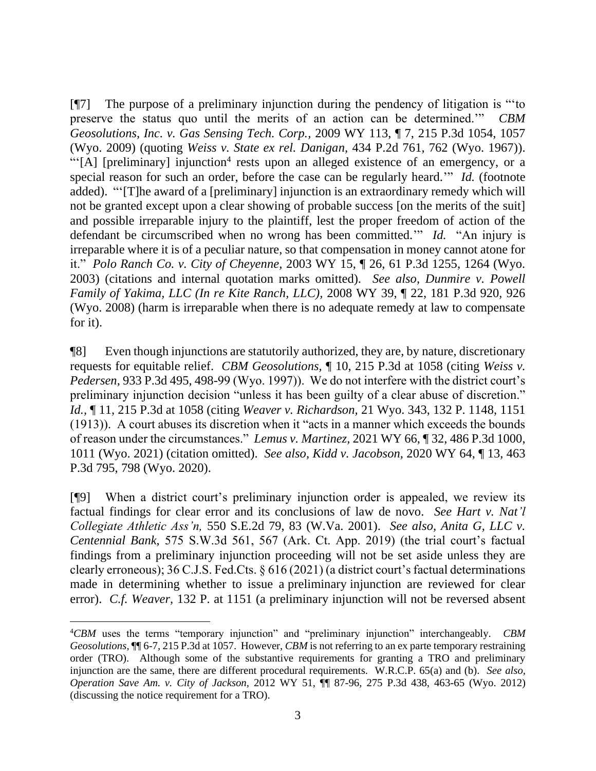[¶7] The purpose of a preliminary injunction during the pendency of litigation is "'to preserve the status quo until the merits of an action can be determined.'" *CBM Geosolutions, Inc. v. Gas Sensing Tech. Corp.,* 2009 WY 113, ¶ 7, 215 P.3d 1054, 1057 (Wyo. 2009) (quoting *Weiss v. State ex rel. Danigan,* 434 P.2d 761, 762 (Wyo. 1967)). "'[A] [preliminary] injunction[4] rests upon an alleged existence of an emergency, or a special reason for such an order, before the case can be regularly heard.'" *Id.* (footnote added). "'[T]he award of a [preliminary] injunction is an extraordinary remedy which will not be granted except upon a clear showing of probable success [on the merits of the suit] and possible irreparable injury to the plaintiff, lest the proper freedom of action of the defendant be circumscribed when no wrong has been committed.'" *Id.* "An injury is irreparable where it is of a peculiar nature, so that compensation in money cannot atone for it." *Polo Ranch Co. v. City of Cheyenne,* 2003 WY 15, ¶ 26, 61 P.3d 1255, 1264 (Wyo. 2003) (citations and internal quotation marks omitted). *See also, Dunmire v. Powell Family of Yakima, LLC (In re Kite Ranch, LLC),* 2008 WY 39, ¶ 22, 181 P.3d 920, 926 (Wyo. 2008) (harm is irreparable when there is no adequate remedy at law to compensate for it).

¶8] Even though injunctions are statutorily authorized, they are, by nature, discretionary requests for equitable relief. *CBM Geosolutions,* ¶ 10, 215 P.3d at 1058 (citing *Weiss v. Pedersen,* 933 P.3d 495, 498-99 (Wyo. 1997)). We do not interfere with the district court's preliminary injunction decision "unless it has been guilty of a clear abuse of discretion." *Id.*, ¶ 11, 215 P.3d at 1058 (citing *Weaver v. Richardson,* 21 Wyo. 343, 132 P. 1148, 1151 (1913)). A court abuses its discretion when it "acts in a manner which exceeds the bounds of reason under the circumstances." *Lemus v. Martinez,* 2021 WY 66, ¶ 32, 486 P.3d 1000, 1011 (Wyo. 2021) (citation omitted). *See also, Kidd v. Jacobson,* 2020 WY 64, ¶ 13, 463 P.3d 795, 798 (Wyo. 2020).

[¶9] When a district court's preliminary injunction order is appealed, we review its factual findings for clear error and its conclusions of law de novo. *See Hart v. Nat'l Collegiate Athletic Ass'n,* 550 S.E.2d 79, 83 (W.Va. 2001). *See also, Anita G, LLC v. Centennial Bank,* 575 S.W.3d 561, 567 (Ark. Ct. App. 2019) (the trial court's factual findings from a preliminary injunction proceeding will not be set aside unless they are clearly erroneous); 36 C.J.S. Fed.Cts. § 616 (2021) (a district court's factual determinations made in determining whether to issue a preliminary injunction are reviewed for clear error). *C.f. Weaver,* 132 P. at 1151 (a preliminary injunction will not be reversed absent

---

[4]*CBM* uses the terms "temporary injunction" and "preliminary injunction" interchangeably. *CBM Geosolutions,* ¶¶ 6-7, 215 P.3d at 1057. However, *CBM* is not referring to an ex parte temporary restraining order (TRO). Although some of the substantive requirements for granting a TRO and preliminary injunction are the same, there are different procedural requirements. W.R.C.P. 65(a) and (b). *See also, Operation Save Am. v. City of Jackson,* 2012 WY 51, ¶¶ 87-96, 275 P.3d 438, 463-65 (Wyo. 2012) (discussing the notice requirement for a TRO).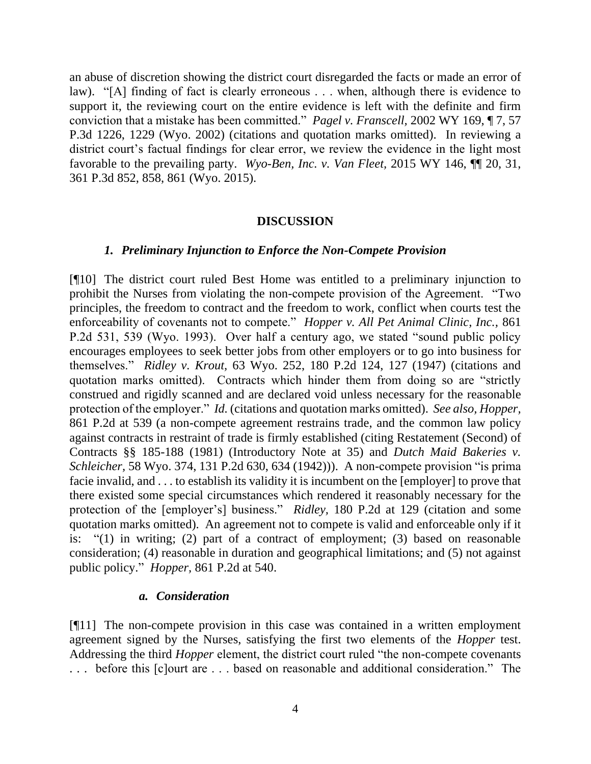an abuse of discretion showing the district court disregarded the facts or made an error of law). "[A] finding of fact is clearly erroneous . . . when, although there is evidence to support it, the reviewing court on the entire evidence is left with the definite and firm conviction that a mistake has been committed." *Pagel v. Franscell*, 2002 WY 169, ¶ 7, 57 P.3d 1226, 1229 (Wyo. 2002) (citations and quotation marks omitted). In reviewing a district court's factual findings for clear error, we review the evidence in the light most favorable to the prevailing party. *Wyo-Ben, Inc. v. Van Fleet*, 2015 WY 146, ¶¶ 20, 31, 361 P.3d 852, 858, 861 (Wyo. 2015).

## DISCUSSION

### *1. Preliminary Injunction to Enforce the Non-Compete Provision*

[¶10] The district court ruled Best Home was entitled to a preliminary injunction to prohibit the Nurses from violating the non-compete provision of the Agreement. "Two principles, the freedom to contract and the freedom to work, conflict when courts test the enforceability of covenants not to compete." *Hopper v. All Pet Animal Clinic, Inc.*, 861 P.2d 531, 539 (Wyo. 1993). Over half a century ago, we stated "sound public policy encourages employees to seek better jobs from other employers or to go into business for themselves." *Ridley v. Krout*, 63 Wyo. 252, 180 P.2d 124, 127 (1947) (citations and quotation marks omitted). Contracts which hinder them from doing so are "strictly construed and rigidly scanned and are declared void unless necessary for the reasonable protection of the employer." *Id.* (citations and quotation marks omitted). *See also, Hopper*, 861 P.2d at 539 (a non-compete agreement restrains trade, and the common law policy against contracts in restraint of trade is firmly established (citing Restatement (Second) of Contracts §§ 185-188 (1981) (Introductory Note at 35) and *Dutch Maid Bakeries v. Schleicher*, 58 Wyo. 374, 131 P.2d 630, 634 (1942))). A non-compete provision "is prima facie invalid, and . . . to establish its validity it is incumbent on the [employer] to prove that there existed some special circumstances which rendered it reasonably necessary for the protection of the [employer's] business." *Ridley*, 180 P.2d at 129 (citation and some quotation marks omitted). An agreement not to compete is valid and enforceable only if it is: "(1) in writing; (2) part of a contract of employment; (3) based on reasonable consideration; (4) reasonable in duration and geographical limitations; and (5) not against public policy." *Hopper*, 861 P.2d at 540.

#### *a. Consideration*

[¶11] The non-compete provision in this case was contained in a written employment agreement signed by the Nurses, satisfying the first two elements of the *Hopper* test. Addressing the third *Hopper* element, the district court ruled "the non-compete covenants . . . before this [c]ourt are . . . based on reasonable and additional consideration." The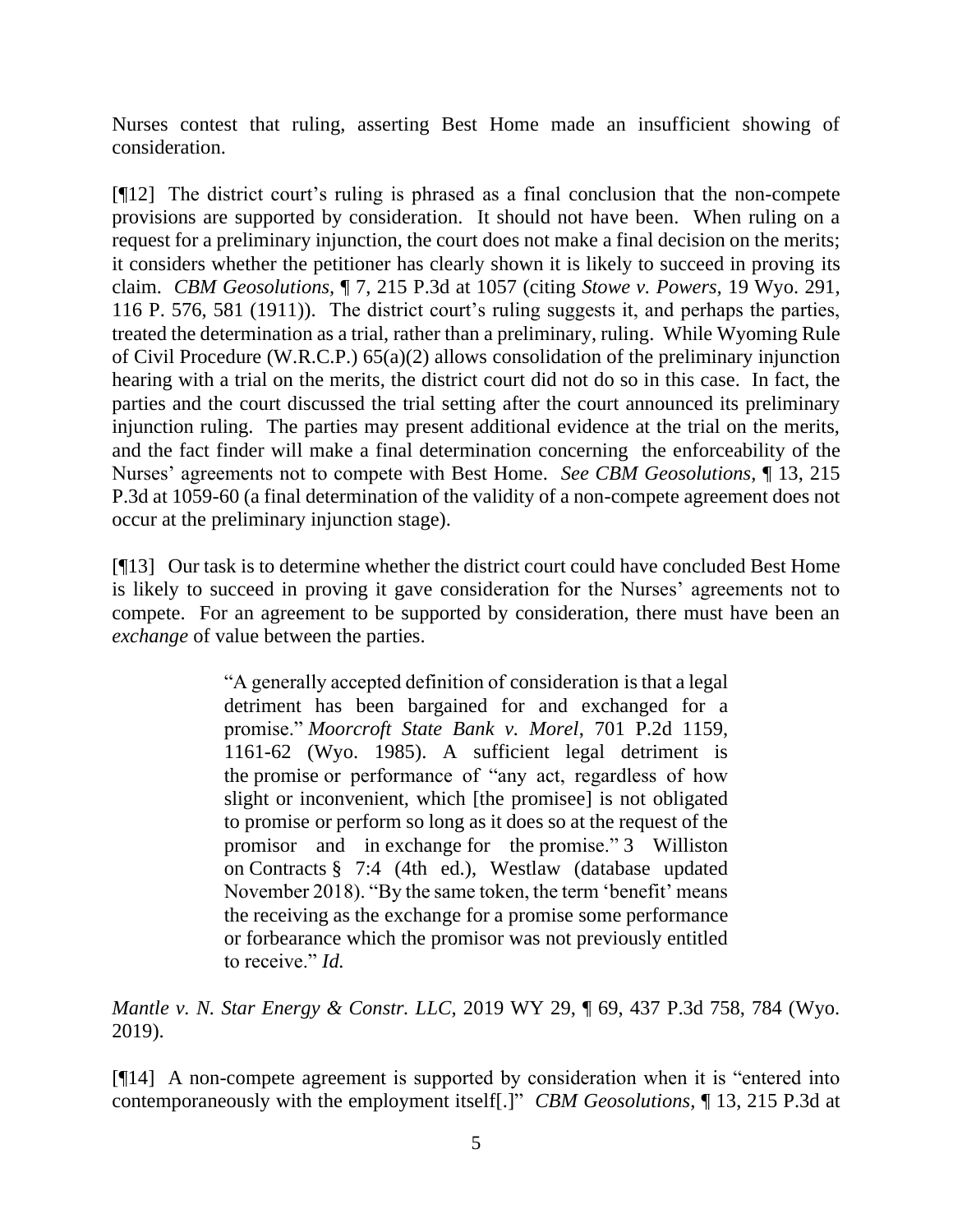Nurses contest that ruling, asserting Best Home made an insufficient showing of consideration.

[¶12] The district court's ruling is phrased as a final conclusion that the non-compete provisions are supported by consideration. It should not have been. When ruling on a request for a preliminary injunction, the court does not make a final decision on the merits; it considers whether the petitioner has clearly shown it is likely to succeed in proving its claim. *CBM Geosolutions,* ¶ 7, 215 P.3d at 1057 (citing *Stowe v. Powers*, 19 Wyo. 291, 116 P. 576, 581 (1911)). The district court's ruling suggests it, and perhaps the parties, treated the determination as a trial, rather than a preliminary, ruling. While Wyoming Rule of Civil Procedure (W.R.C.P.) 65(a)(2) allows consolidation of the preliminary injunction hearing with a trial on the merits, the district court did not do so in this case. In fact, the parties and the court discussed the trial setting after the court announced its preliminary injunction ruling. The parties may present additional evidence at the trial on the merits, and the fact finder will make a final determination concerning the enforceability of the Nurses' agreements not to compete with Best Home. *See CBM Geosolutions,* ¶ 13, 215 P.3d at 1059-60 (a final determination of the validity of a non-compete agreement does not occur at the preliminary injunction stage).

[¶13] Our task is to determine whether the district court could have concluded Best Home is likely to succeed in proving it gave consideration for the Nurses' agreements not to compete. For an agreement to be supported by consideration, there must have been an *exchange* of value between the parties.

> "A generally accepted definition of consideration is that a legal detriment has been bargained for and exchanged for a promise." *Moorcroft State Bank v. Morel*, 701 P.2d 1159, 1161-62 (Wyo. 1985). A sufficient legal detriment is the promise or performance of "any act, regardless of how slight or inconvenient, which [the promisee] is not obligated to promise or perform so long as it does so at the request of the promisor and in exchange for the promise." 3 Williston on Contracts § 7:4 (4th ed.), Westlaw (database updated November 2018). "By the same token, the term 'benefit' means the receiving as the exchange for a promise some performance or forbearance which the promisor was not previously entitled to receive." *Id.*

*Mantle v. N. Star Energy & Constr. LLC,* 2019 WY 29, ¶ 69, 437 P.3d 758, 784 (Wyo. 2019).

[¶14] A non-compete agreement is supported by consideration when it is "entered into contemporaneously with the employment itself[.]" *CBM Geosolutions,* ¶ 13, 215 P.3d at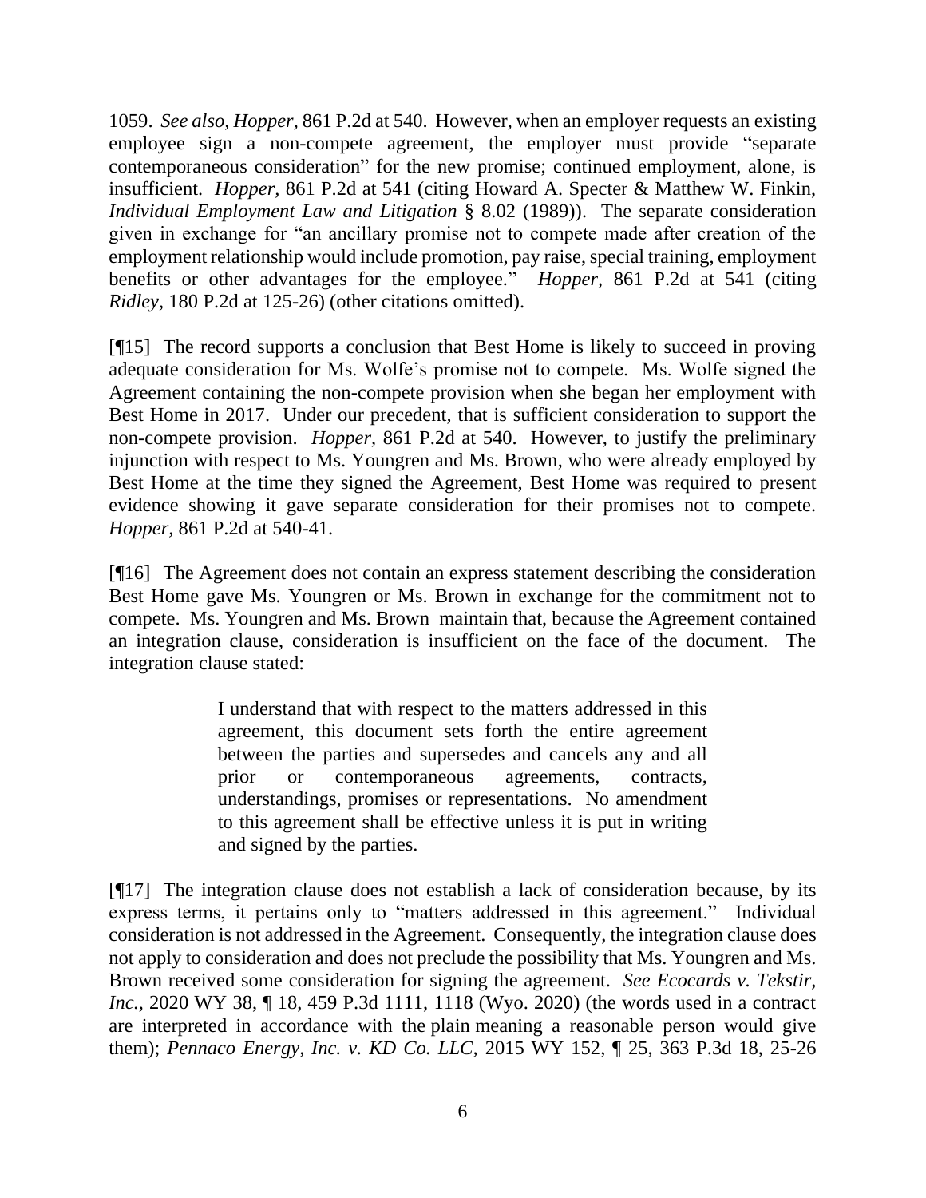1059. *See also, Hopper,* 861 P.2d at 540. However, when an employer requests an existing employee sign a non-compete agreement, the employer must provide "separate contemporaneous consideration" for the new promise; continued employment, alone, is insufficient. *Hopper,* 861 P.2d at 541 (citing Howard A. Specter & Matthew W. Finkin, *Individual Employment Law and Litigation* § 8.02 (1989)). The separate consideration given in exchange for "an ancillary promise not to compete made after creation of the employment relationship would include promotion, pay raise, special training, employment benefits or other advantages for the employee." *Hopper,* 861 P.2d at 541 (citing *Ridley,* 180 P.2d at 125-26) (other citations omitted).

[¶15] The record supports a conclusion that Best Home is likely to succeed in proving adequate consideration for Ms. Wolfe's promise not to compete. Ms. Wolfe signed the Agreement containing the non-compete provision when she began her employment with Best Home in 2017. Under our precedent, that is sufficient consideration to support the non-compete provision. *Hopper,* 861 P.2d at 540. However, to justify the preliminary injunction with respect to Ms. Youngren and Ms. Brown, who were already employed by Best Home at the time they signed the Agreement, Best Home was required to present evidence showing it gave separate consideration for their promises not to compete. *Hopper,* 861 P.2d at 540-41.

[¶16] The Agreement does not contain an express statement describing the consideration Best Home gave Ms. Youngren or Ms. Brown in exchange for the commitment not to compete. Ms. Youngren and Ms. Brown maintain that, because the Agreement contained an integration clause, consideration is insufficient on the face of the document. The integration clause stated:

> I understand that with respect to the matters addressed in this agreement, this document sets forth the entire agreement between the parties and supersedes and cancels any and all prior or contemporaneous agreements, contracts, understandings, promises or representations. No amendment to this agreement shall be effective unless it is put in writing and signed by the parties.

[¶17] The integration clause does not establish a lack of consideration because, by its express terms, it pertains only to "matters addressed in this agreement." Individual consideration is not addressed in the Agreement. Consequently, the integration clause does not apply to consideration and does not preclude the possibility that Ms. Youngren and Ms. Brown received some consideration for signing the agreement. *See Ecocards v. Tekstir, Inc.*, 2020 WY 38, ¶ 18, 459 P.3d 1111, 1118 (Wyo. 2020) (the words used in a contract are interpreted in accordance with the plain meaning a reasonable person would give them); *Pennaco Energy, Inc. v. KD Co. LLC,* 2015 WY 152, ¶ 25, 363 P.3d 18, 25-26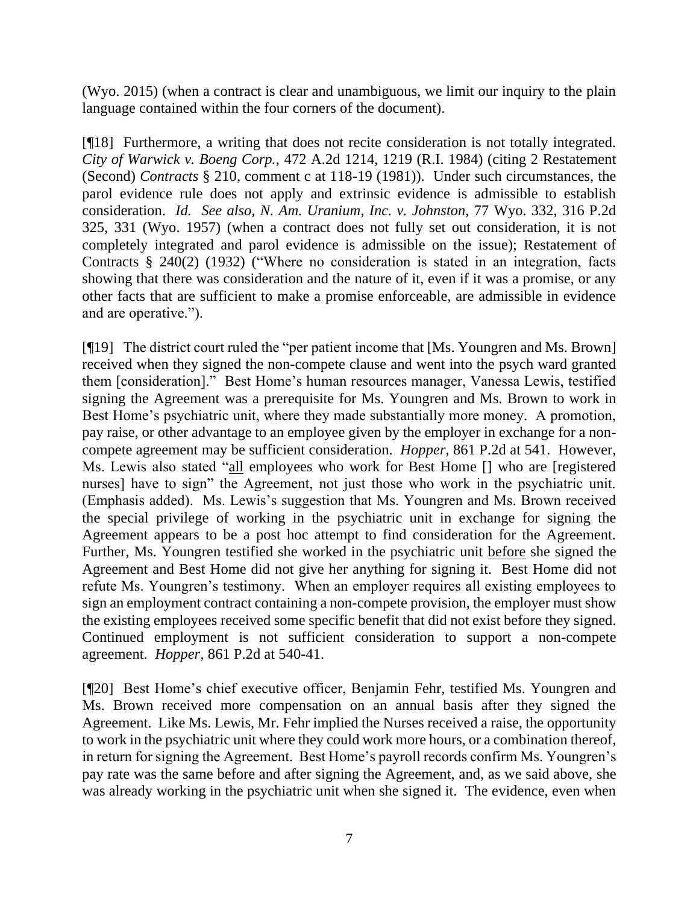(Wyo. 2015) (when a contract is clear and unambiguous, we limit our inquiry to the plain language contained within the four corners of the document).

[¶18] Furthermore, a writing that does not recite consideration is not totally integrated. *City of Warwick v. Boeng Corp.,* 472 A.2d 1214, 1219 (R.I. 1984) (citing 2 Restatement (Second) *Contracts* § 210, comment c at 118-19 (1981)). Under such circumstances, the parol evidence rule does not apply and extrinsic evidence is admissible to establish consideration. *Id. See also, N. Am. Uranium, Inc. v. Johnston,* 77 Wyo. 332, 316 P.2d 325, 331 (Wyo. 1957) (when a contract does not fully set out consideration, it is not completely integrated and parol evidence is admissible on the issue); Restatement of Contracts § 240(2) (1932) ("Where no consideration is stated in an integration, facts showing that there was consideration and the nature of it, even if it was a promise, or any other facts that are sufficient to make a promise enforceable, are admissible in evidence and are operative.").

[¶19] The district court ruled the "per patient income that [Ms. Youngren and Ms. Brown] received when they signed the non-compete clause and went into the psych ward granted them [consideration]." Best Home's human resources manager, Vanessa Lewis, testified signing the Agreement was a prerequisite for Ms. Youngren and Ms. Brown to work in Best Home's psychiatric unit, where they made substantially more money. A promotion, pay raise, or other advantage to an employee given by the employer in exchange for a non-compete agreement may be sufficient consideration. *Hopper,* 861 P.2d at 541. However, Ms. Lewis also stated "all employees who work for Best Home [] who are [registered nurses] have to sign" the Agreement, not just those who work in the psychiatric unit. (Emphasis added). Ms. Lewis's suggestion that Ms. Youngren and Ms. Brown received the special privilege of working in the psychiatric unit in exchange for signing the Agreement appears to be a post hoc attempt to find consideration for the Agreement. Further, Ms. Youngren testified she worked in the psychiatric unit before she signed the Agreement and Best Home did not give her anything for signing it. Best Home did not refute Ms. Youngren's testimony. When an employer requires all existing employees to sign an employment contract containing a non-compete provision, the employer must show the existing employees received some specific benefit that did not exist before they signed. Continued employment is not sufficient consideration to support a non-compete agreement. *Hopper,* 861 P.2d at 540-41.

[¶20] Best Home's chief executive officer, Benjamin Fehr, testified Ms. Youngren and Ms. Brown received more compensation on an annual basis after they signed the Agreement. Like Ms. Lewis, Mr. Fehr implied the Nurses received a raise, the opportunity to work in the psychiatric unit where they could work more hours, or a combination thereof, in return for signing the Agreement. Best Home's payroll records confirm Ms. Youngren's pay rate was the same before and after signing the Agreement, and, as we said above, she was already working in the psychiatric unit when she signed it. The evidence, even when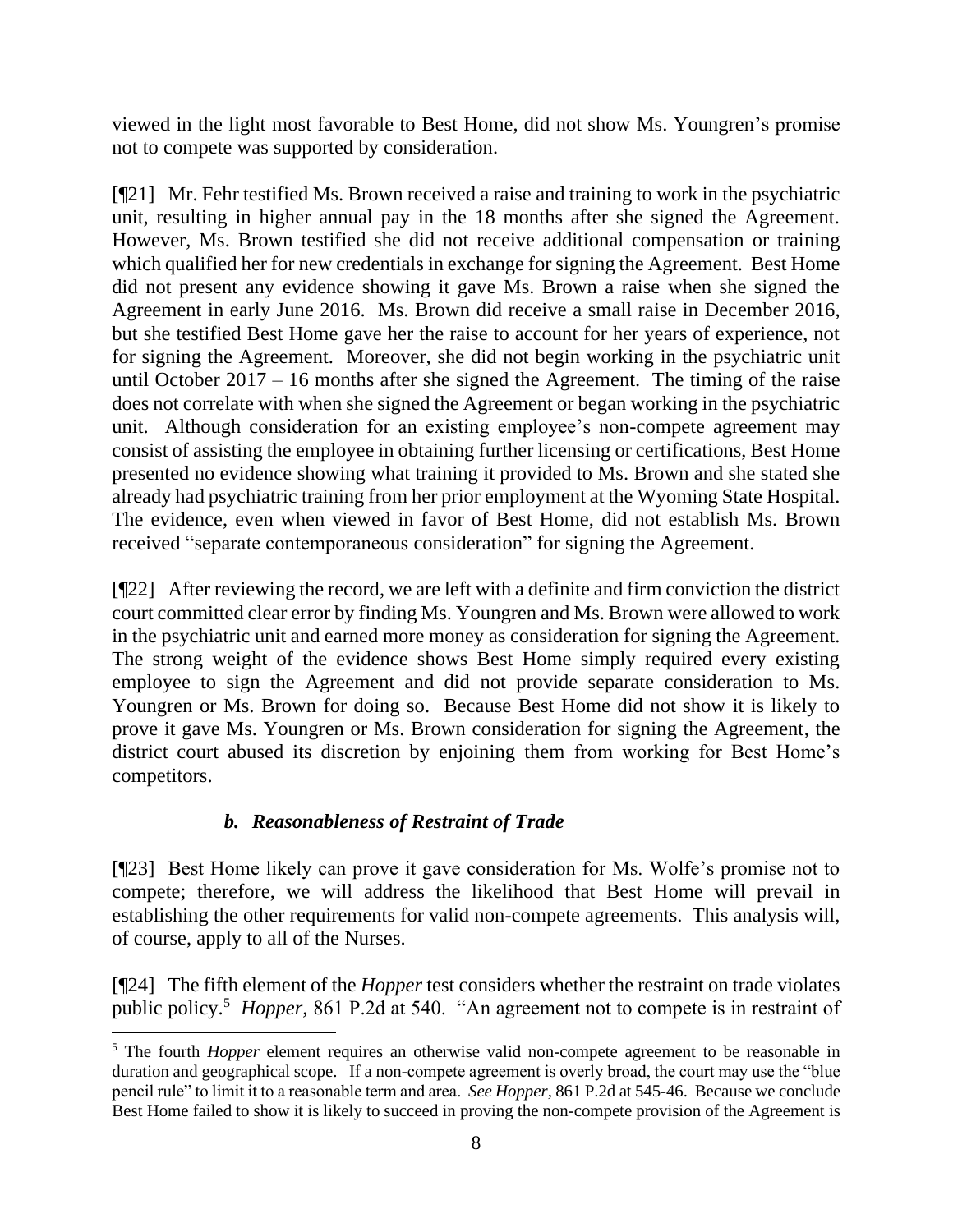viewed in the light most favorable to Best Home, did not show Ms. Youngren's promise not to compete was supported by consideration.

[¶21] Mr. Fehr testified Ms. Brown received a raise and training to work in the psychiatric unit, resulting in higher annual pay in the 18 months after she signed the Agreement. However, Ms. Brown testified she did not receive additional compensation or training which qualified her for new credentials in exchange for signing the Agreement. Best Home did not present any evidence showing it gave Ms. Brown a raise when she signed the Agreement in early June 2016. Ms. Brown did receive a small raise in December 2016, but she testified Best Home gave her the raise to account for her years of experience, not for signing the Agreement. Moreover, she did not begin working in the psychiatric unit until October 2017 – 16 months after she signed the Agreement. The timing of the raise does not correlate with when she signed the Agreement or began working in the psychiatric unit. Although consideration for an existing employee's non-compete agreement may consist of assisting the employee in obtaining further licensing or certifications, Best Home presented no evidence showing what training it provided to Ms. Brown and she stated she already had psychiatric training from her prior employment at the Wyoming State Hospital. The evidence, even when viewed in favor of Best Home, did not establish Ms. Brown received "separate contemporaneous consideration" for signing the Agreement.

[¶22] After reviewing the record, we are left with a definite and firm conviction the district court committed clear error by finding Ms. Youngren and Ms. Brown were allowed to work in the psychiatric unit and earned more money as consideration for signing the Agreement. The strong weight of the evidence shows Best Home simply required every existing employee to sign the Agreement and did not provide separate consideration to Ms. Youngren or Ms. Brown for doing so. Because Best Home did not show it is likely to prove it gave Ms. Youngren or Ms. Brown consideration for signing the Agreement, the district court abused its discretion by enjoining them from working for Best Home's competitors.

### *b. Reasonableness of Restraint of Trade*

[¶23] Best Home likely can prove it gave consideration for Ms. Wolfe's promise not to compete; therefore, we will address the likelihood that Best Home will prevail in establishing the other requirements for valid non-compete agreements. This analysis will, of course, apply to all of the Nurses.

[¶24] The fifth element of the *Hopper* test considers whether the restraint on trade violates public policy.[5] *Hopper,* 861 P.2d at 540. "An agreement not to compete is in restraint of

---

[5] The fourth *Hopper* element requires an otherwise valid non-compete agreement to be reasonable in duration and geographical scope. If a non-compete agreement is overly broad, the court may use the "blue pencil rule" to limit it to a reasonable term and area. *See Hopper,* 861 P.2d at 545-46. Because we conclude Best Home failed to show it is likely to succeed in proving the non-compete provision of the Agreement is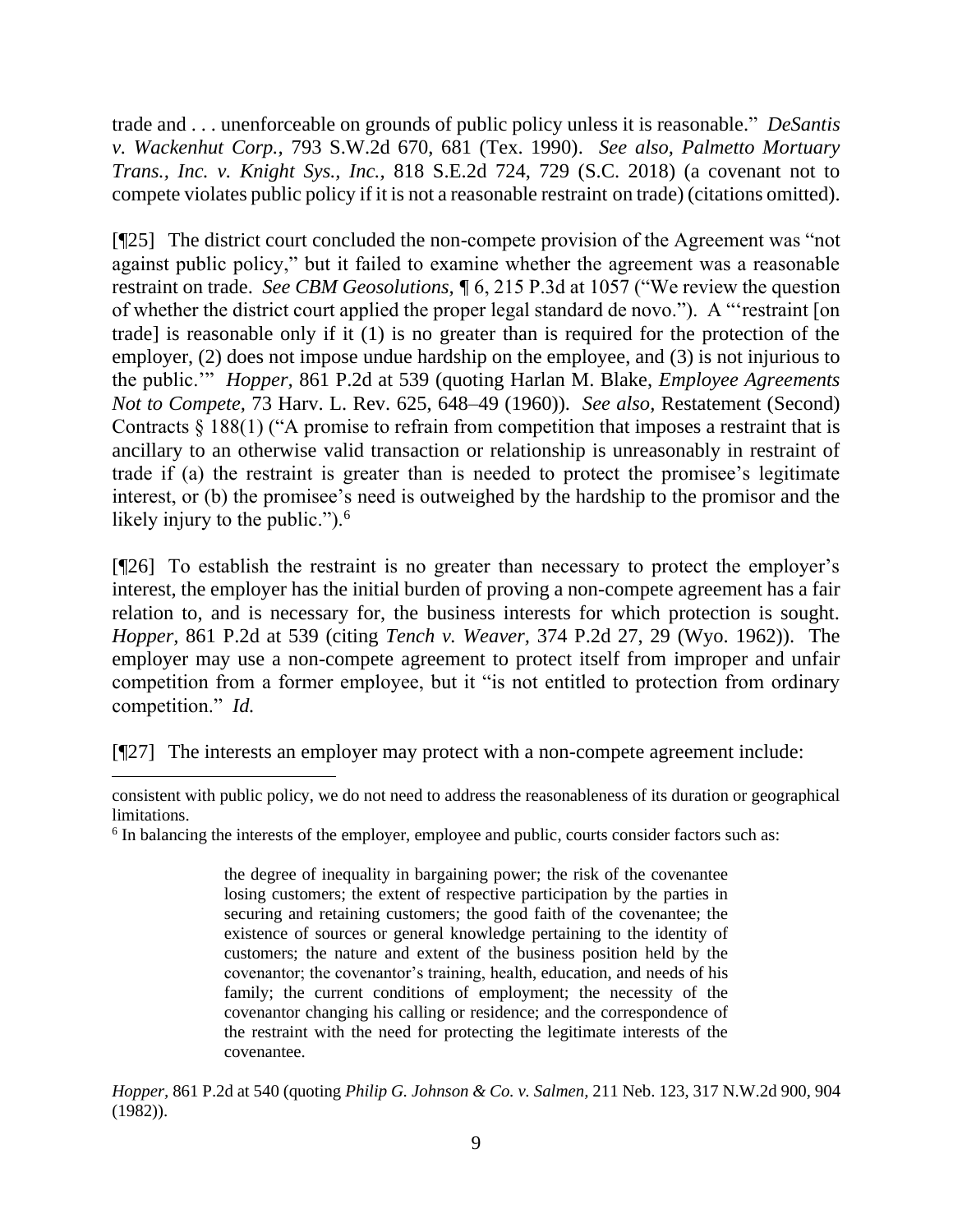trade and . . . unenforceable on grounds of public policy unless it is reasonable." *DeSantis v. Wackenhut Corp.*, 793 S.W.2d 670, 681 (Tex. 1990). *See also, Palmetto Mortuary Trans., Inc. v. Knight Sys., Inc.*, 818 S.E.2d 724, 729 (S.C. 2018) (a covenant not to compete violates public policy if it is not a reasonable restraint on trade) (citations omitted).

[¶25] The district court concluded the non-compete provision of the Agreement was "not against public policy," but it failed to examine whether the agreement was a reasonable restraint on trade. *See CBM Geosolutions*, ¶ 6, 215 P.3d at 1057 ("We review the question of whether the district court applied the proper legal standard de novo."). A "'restraint [on trade] is reasonable only if it (1) is no greater than is required for the protection of the employer, (2) does not impose undue hardship on the employee, and (3) is not injurious to the public.'" *Hopper*, 861 P.2d at 539 (quoting Harlan M. Blake, *Employee Agreements Not to Compete*, 73 Harv. L. Rev. 625, 648–49 (1960)). *See also*, Restatement (Second) Contracts § 188(1) ("A promise to refrain from competition that imposes a restraint that is ancillary to an otherwise valid transaction or relationship is unreasonably in restraint of trade if (a) the restraint is greater than is needed to protect the promisee's legitimate interest, or (b) the promisee's need is outweighed by the hardship to the promisor and the likely injury to the public.").[6]

[¶26] To establish the restraint is no greater than necessary to protect the employer's interest, the employer has the initial burden of proving a non-compete agreement has a fair relation to, and is necessary for, the business interests for which protection is sought. *Hopper*, 861 P.2d at 539 (citing *Tench v. Weaver*, 374 P.2d 27, 29 (Wyo. 1962)). The employer may use a non-compete agreement to protect itself from improper and unfair competition from a former employee, but it "is not entitled to protection from ordinary competition." *Id.*

[¶27] The interests an employer may protect with a non-compete agreement include:

---

consistent with public policy, we do not need to address the reasonableness of its duration or geographical limitations.

[6] In balancing the interests of the employer, employee and public, courts consider factors such as:

> the degree of inequality in bargaining power; the risk of the covenantee losing customers; the extent of respective participation by the parties in securing and retaining customers; the good faith of the covenantee; the existence of sources or general knowledge pertaining to the identity of customers; the nature and extent of the business position held by the covenantor; the covenantor's training, health, education, and needs of his family; the current conditions of employment; the necessity of the covenantor changing his calling or residence; and the correspondence of the restraint with the need for protecting the legitimate interests of the covenantee.

*Hopper*, 861 P.2d at 540 (quoting *Philip G. Johnson & Co. v. Salmen*, 211 Neb. 123, 317 N.W.2d 900, 904 (1982)).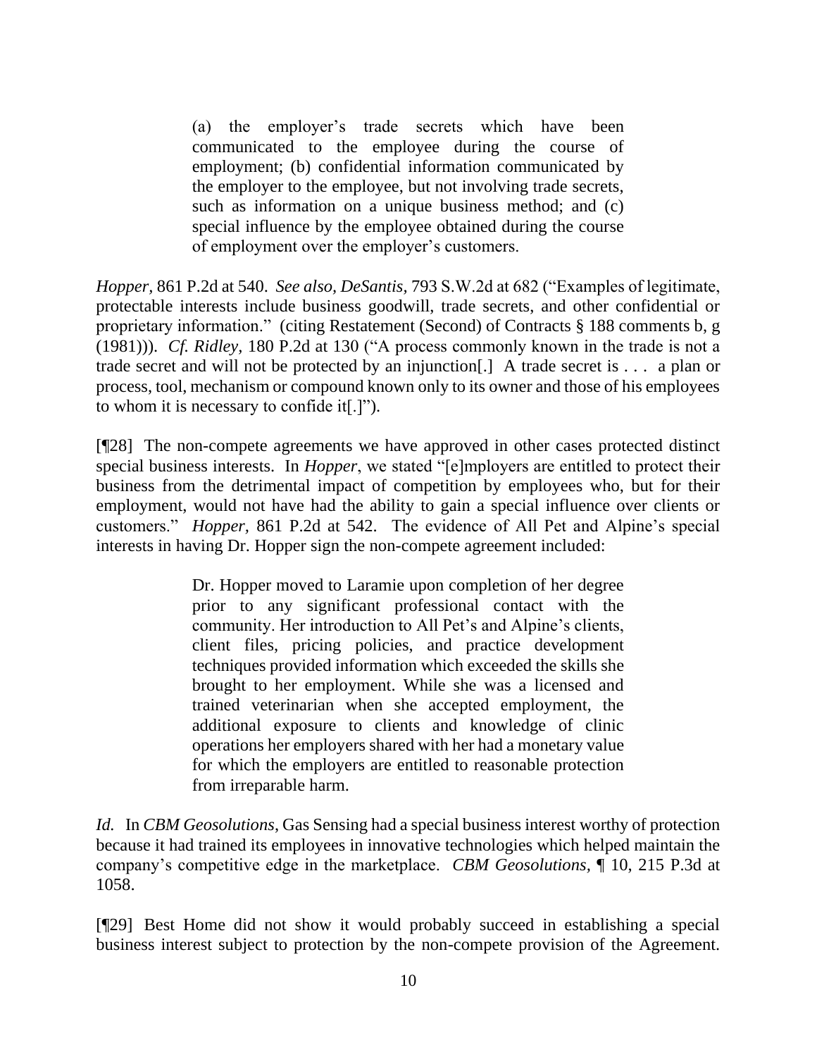> (a) the employer's trade secrets which have been communicated to the employee during the course of employment; (b) confidential information communicated by the employer to the employee, but not involving trade secrets, such as information on a unique business method; and (c) special influence by the employee obtained during the course of employment over the employer's customers.

*Hopper,* 861 P.2d at 540. *See also, DeSantis,* 793 S.W.2d at 682 ("Examples of legitimate, protectable interests include business goodwill, trade secrets, and other confidential or proprietary information." (citing Restatement (Second) of Contracts § 188 comments b, g (1981))). *Cf. Ridley,* 180 P.2d at 130 ("A process commonly known in the trade is not a trade secret and will not be protected by an injunction[.] A trade secret is . . . a plan or process, tool, mechanism or compound known only to its owner and those of his employees to whom it is necessary to confide it[.]").

[¶28] The non-compete agreements we have approved in other cases protected distinct special business interests. In *Hopper*, we stated "[e]mployers are entitled to protect their business from the detrimental impact of competition by employees who, but for their employment, would not have had the ability to gain a special influence over clients or customers." *Hopper,* 861 P.2d at 542. The evidence of All Pet and Alpine's special interests in having Dr. Hopper sign the non-compete agreement included:

> Dr. Hopper moved to Laramie upon completion of her degree prior to any significant professional contact with the community. Her introduction to All Pet's and Alpine's clients, client files, pricing policies, and practice development techniques provided information which exceeded the skills she brought to her employment. While she was a licensed and trained veterinarian when she accepted employment, the additional exposure to clients and knowledge of clinic operations her employers shared with her had a monetary value for which the employers are entitled to reasonable protection from irreparable harm.

*Id.* In *CBM Geosolutions*, Gas Sensing had a special business interest worthy of protection because it had trained its employees in innovative technologies which helped maintain the company's competitive edge in the marketplace. *CBM Geosolutions,* ¶ 10, 215 P.3d at 1058.

[¶29] Best Home did not show it would probably succeed in establishing a special business interest subject to protection by the non-compete provision of the Agreement.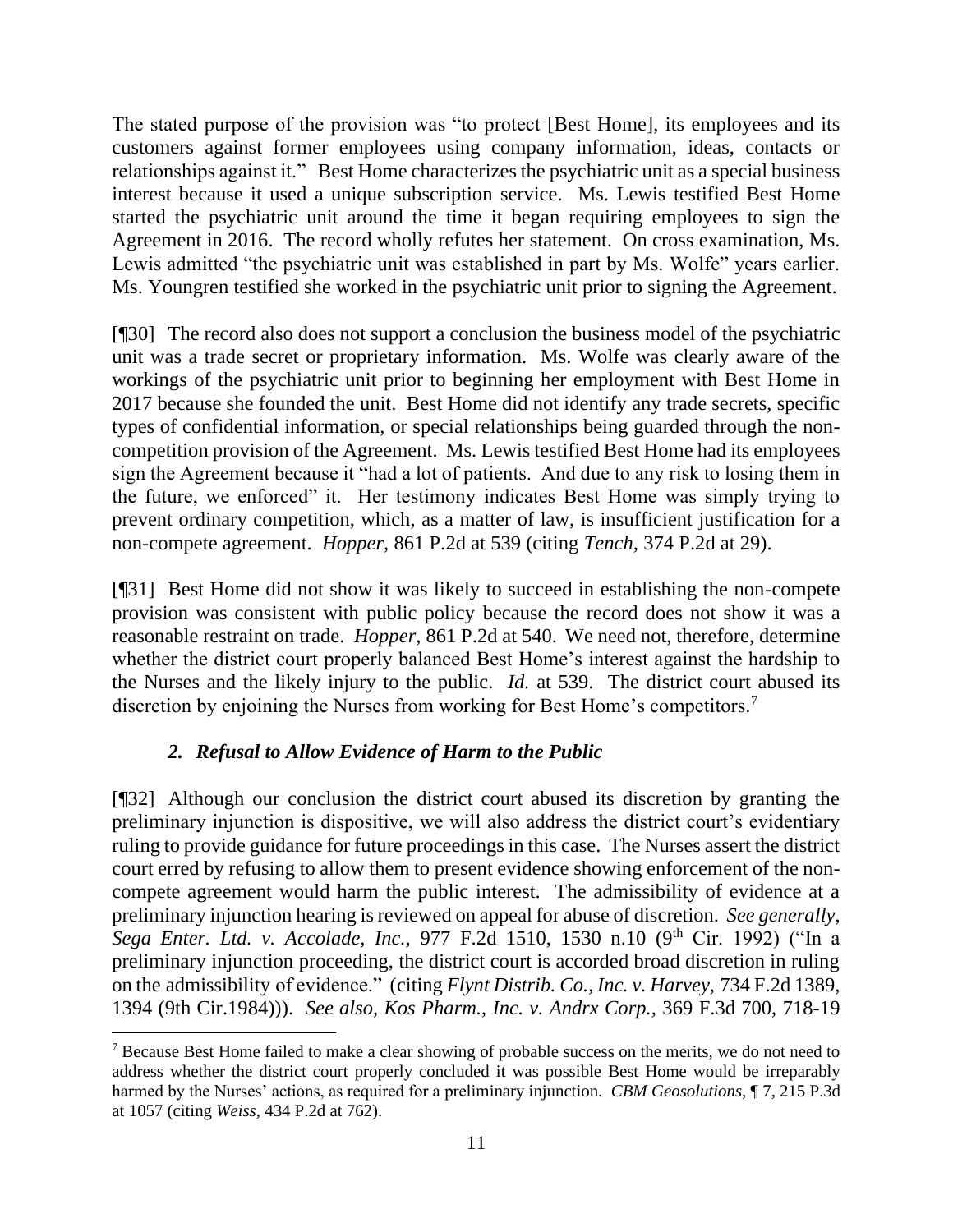The stated purpose of the provision was "to protect [Best Home], its employees and its customers against former employees using company information, ideas, contacts or relationships against it." Best Home characterizes the psychiatric unit as a special business interest because it used a unique subscription service. Ms. Lewis testified Best Home started the psychiatric unit around the time it began requiring employees to sign the Agreement in 2016. The record wholly refutes her statement. On cross examination, Ms. Lewis admitted "the psychiatric unit was established in part by Ms. Wolfe" years earlier. Ms. Youngren testified she worked in the psychiatric unit prior to signing the Agreement.

[¶30] The record also does not support a conclusion the business model of the psychiatric unit was a trade secret or proprietary information. Ms. Wolfe was clearly aware of the workings of the psychiatric unit prior to beginning her employment with Best Home in 2017 because she founded the unit. Best Home did not identify any trade secrets, specific types of confidential information, or special relationships being guarded through the non-competition provision of the Agreement. Ms. Lewis testified Best Home had its employees sign the Agreement because it "had a lot of patients. And due to any risk to losing them in the future, we enforced" it. Her testimony indicates Best Home was simply trying to prevent ordinary competition, which, as a matter of law, is insufficient justification for a non-compete agreement. *Hopper*, 861 P.2d at 539 (citing *Tench*, 374 P.2d at 29).

[¶31] Best Home did not show it was likely to succeed in establishing the non-compete provision was consistent with public policy because the record does not show it was a reasonable restraint on trade. *Hopper*, 861 P.2d at 540. We need not, therefore, determine whether the district court properly balanced Best Home's interest against the hardship to the Nurses and the likely injury to the public. *Id.* at 539. The district court abused its discretion by enjoining the Nurses from working for Best Home's competitors.[7]

### *2. Refusal to Allow Evidence of Harm to the Public*

[¶32] Although our conclusion the district court abused its discretion by granting the preliminary injunction is dispositive, we will also address the district court's evidentiary ruling to provide guidance for future proceedings in this case. The Nurses assert the district court erred by refusing to allow them to present evidence showing enforcement of the non-compete agreement would harm the public interest. The admissibility of evidence at a preliminary injunction hearing is reviewed on appeal for abuse of discretion. *See generally*, *Sega Enter. Ltd. v. Accolade, Inc.*, 977 F.2d 1510, 1530 n.10 (9th Cir. 1992) ("In a preliminary injunction proceeding, the district court is accorded broad discretion in ruling on the admissibility of evidence." (citing *Flynt Distrib. Co., Inc. v. Harvey*, 734 F.2d 1389, 1394 (9th Cir.1984))). *See also*, *Kos Pharm., Inc. v. Andrx Corp.*, 369 F.3d 700, 718-19

---

[7] Because Best Home failed to make a clear showing of probable success on the merits, we do not need to address whether the district court properly concluded it was possible Best Home would be irreparably harmed by the Nurses' actions, as required for a preliminary injunction. *CBM Geosolutions*, ¶ 7, 215 P.3d at 1057 (citing *Weiss*, 434 P.2d at 762).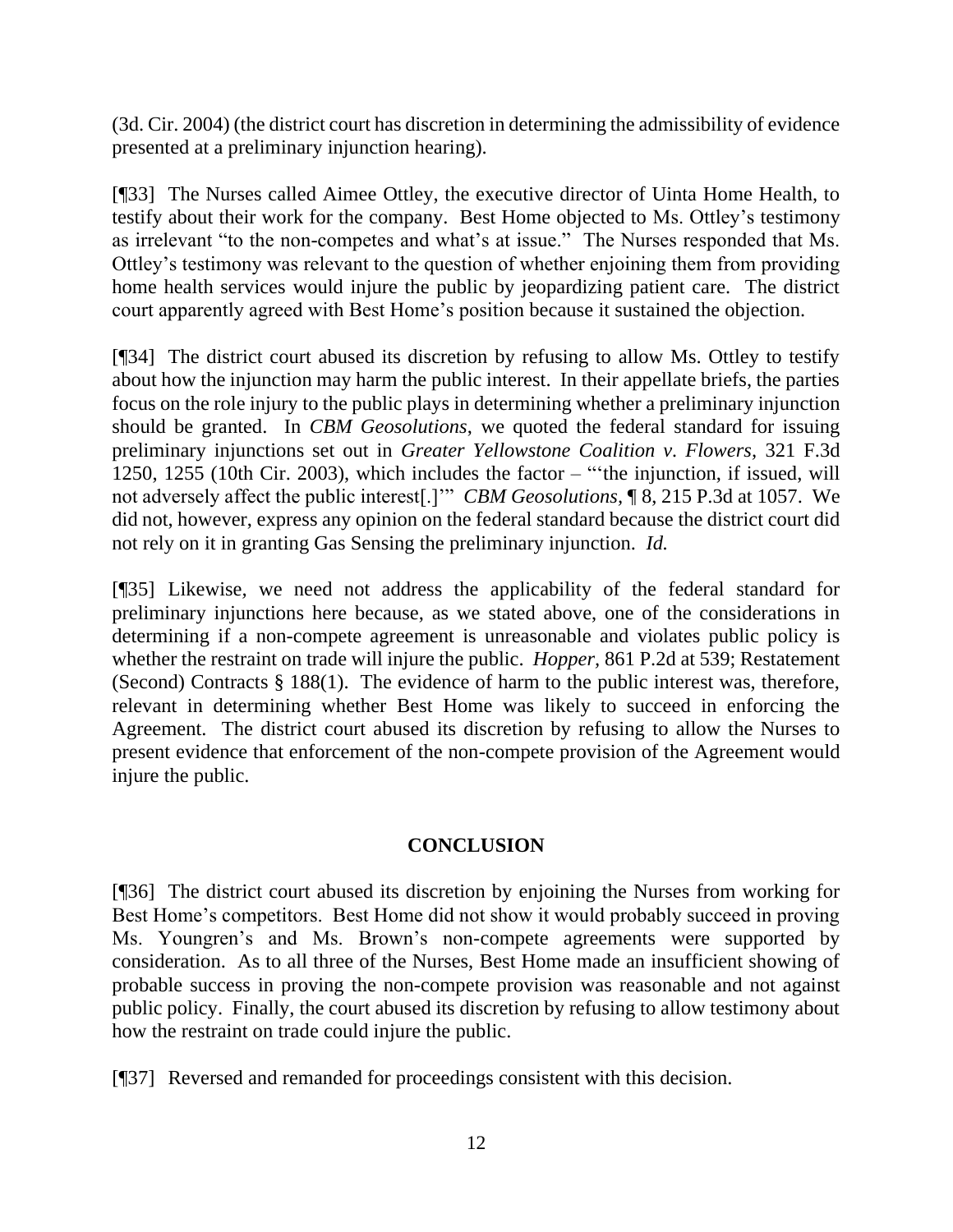(3d. Cir. 2004) (the district court has discretion in determining the admissibility of evidence presented at a preliminary injunction hearing).

[¶33] The Nurses called Aimee Ottley, the executive director of Uinta Home Health, to testify about their work for the company. Best Home objected to Ms. Ottley's testimony as irrelevant "to the non-competes and what's at issue." The Nurses responded that Ms. Ottley's testimony was relevant to the question of whether enjoining them from providing home health services would injure the public by jeopardizing patient care. The district court apparently agreed with Best Home's position because it sustained the objection.

[¶34] The district court abused its discretion by refusing to allow Ms. Ottley to testify about how the injunction may harm the public interest. In their appellate briefs, the parties focus on the role injury to the public plays in determining whether a preliminary injunction should be granted. In *CBM Geosolutions*, we quoted the federal standard for issuing preliminary injunctions set out in *Greater Yellowstone Coalition v. Flowers*, 321 F.3d 1250, 1255 (10th Cir. 2003), which includes the factor – "'the injunction, if issued, will not adversely affect the public interest[.]'" *CBM Geosolutions*, ¶ 8, 215 P.3d at 1057. We did not, however, express any opinion on the federal standard because the district court did not rely on it in granting Gas Sensing the preliminary injunction. *Id.*

[¶35] Likewise, we need not address the applicability of the federal standard for preliminary injunctions here because, as we stated above, one of the considerations in determining if a non-compete agreement is unreasonable and violates public policy is whether the restraint on trade will injure the public. *Hopper*, 861 P.2d at 539; Restatement (Second) Contracts § 188(1). The evidence of harm to the public interest was, therefore, relevant in determining whether Best Home was likely to succeed in enforcing the Agreement. The district court abused its discretion by refusing to allow the Nurses to present evidence that enforcement of the non-compete provision of the Agreement would injure the public.

## CONCLUSION

[¶36] The district court abused its discretion by enjoining the Nurses from working for Best Home's competitors. Best Home did not show it would probably succeed in proving Ms. Youngren's and Ms. Brown's non-compete agreements were supported by consideration. As to all three of the Nurses, Best Home made an insufficient showing of probable success in proving the non-compete provision was reasonable and not against public policy. Finally, the court abused its discretion by refusing to allow testimony about how the restraint on trade could injure the public.

[¶37] Reversed and remanded for proceedings consistent with this decision.